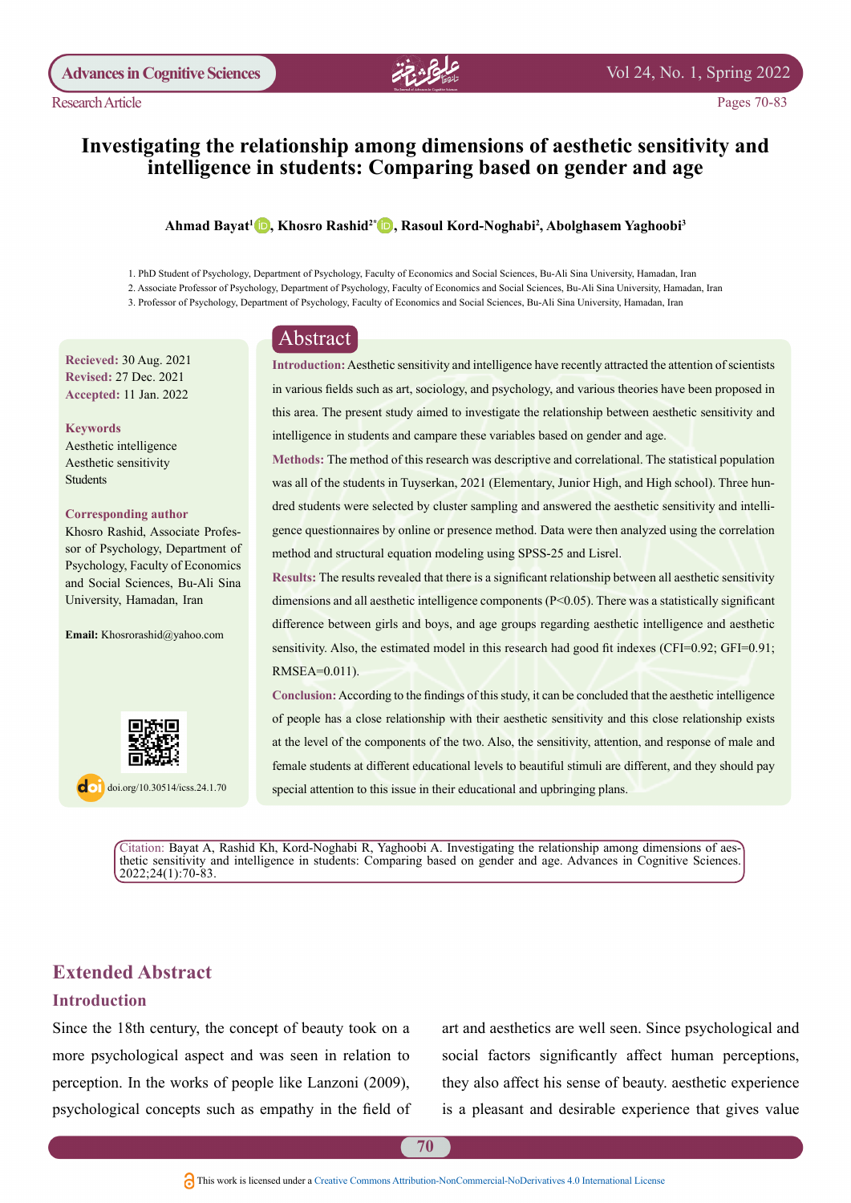Research Article

# Investigating the relationship among dimensions of aesthetic sensitivity and intelligence in students: Comparing based on gender and age

**Ahmad Bayat[1], Khosro Rashid[2*], Rasoul Kord-Noghabi[2], Abolghasem Yaghoobi[3]**

1. PhD Student of Psychology, Department of Psychology, Faculty of Economics and Social Sciences, Bu-Ali Sina University, Hamadan, Iran
2. Associate Professor of Psychology, Department of Psychology, Faculty of Economics and Social Sciences, Bu-Ali Sina University, Hamadan, Iran
3. Professor of Psychology, Department of Psychology, Faculty of Economics and Social Sciences, Bu-Ali Sina University, Hamadan, Iran

**Recieved:** 30 Aug. 2021
**Revised:** 27 Dec. 2021
**Accepted:** 11 Jan. 2022

**Keywords**
Aesthetic intelligence
Aesthetic sensitivity
Students

**Corresponding author**
Khosro Rashid, Associate Professor of Psychology, Department of Psychology, Faculty of Economics and Social Sciences, Bu-Ali Sina University, Hamadan, Iran

**Email:** Khosrorashid@yahoo.com

doi.org/10.30514/icss.24.1.70

## Abstract

**Introduction:** Aesthetic sensitivity and intelligence have recently attracted the attention of scientists in various fields such as art, sociology, and psychology, and various theories have been proposed in this area. The present study aimed to investigate the relationship between aesthetic sensitivity and intelligence in students and campare these variables based on gender and age.

**Methods:** The method of this research was descriptive and correlational. The statistical population was all of the students in Tuyserkan, 2021 (Elementary, Junior High, and High school). Three hundred students were selected by cluster sampling and answered the aesthetic sensitivity and intelligence questionnaires by online or presence method. Data were then analyzed using the correlation method and structural equation modeling using SPSS-25 and Lisrel.

**Results:** The results revealed that there is a significant relationship between all aesthetic sensitivity dimensions and all aesthetic intelligence components ($P<0.05$). There was a statistically significant difference between girls and boys, and age groups regarding aesthetic intelligence and aesthetic sensitivity. Also, the estimated model in this research had good fit indexes (CFI=0.92; GFI=0.91; RMSEA=0.011).

**Conclusion:** According to the findings of this study, it can be concluded that the aesthetic intelligence of people has a close relationship with their aesthetic sensitivity and this close relationship exists at the level of the components of the two. Also, the sensitivity, attention, and response of male and female students at different educational levels to beautiful stimuli are different, and they should pay special attention to this issue in their educational and upbringing plans.

Citation: Bayat A, Rashid Kh, Kord-Noghabi R, Yaghoobi A. Investigating the relationship among dimensions of aesthetic sensitivity and intelligence in students: Comparing based on gender and age. Advances in Cognitive Sciences. 2022;24(1):70-83.

## Extended Abstract

### Introduction

Since the 18th century, the concept of beauty took on a more psychological aspect and was seen in relation to perception. In the works of people like Lanzoni (2009), psychological concepts such as empathy in the field of art and aesthetics are well seen. Since psychological and social factors significantly affect human perceptions, they also affect his sense of beauty. aesthetic experience is a pleasant and desirable experience that gives value

This work is licensed under a Creative Commons Attribution-NonCommercial-NoDerivatives 4.0 International License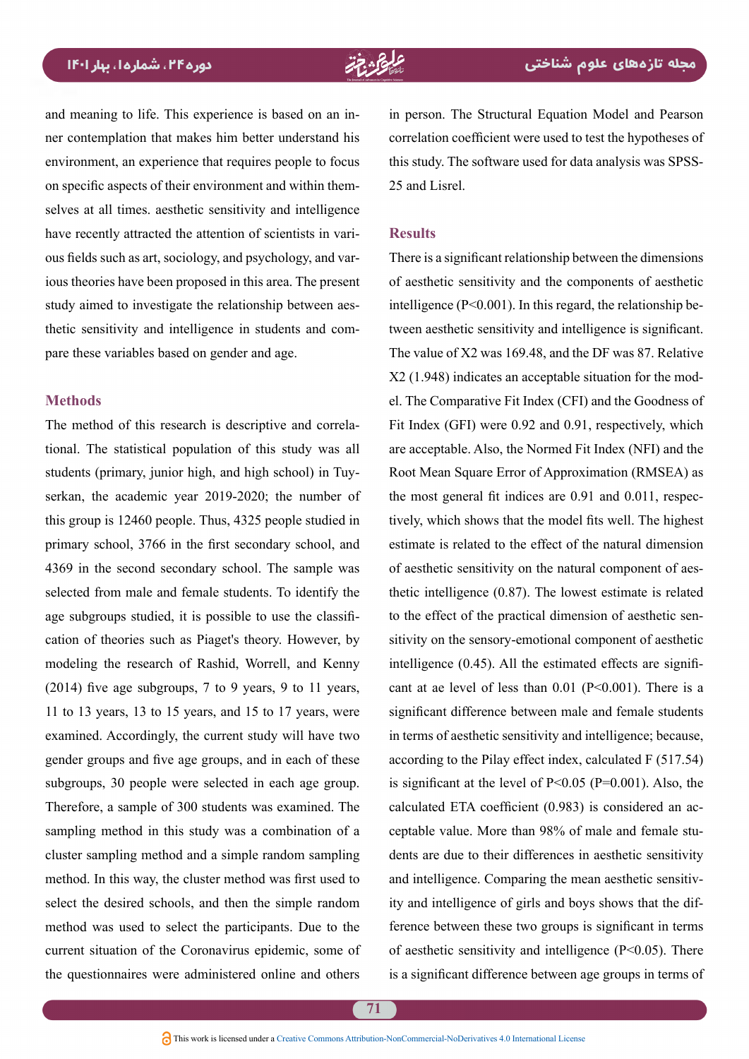and meaning to life. This experience is based on an inner contemplation that makes him better understand his environment, an experience that requires people to focus on specific aspects of their environment and within themselves at all times. aesthetic sensitivity and intelligence have recently attracted the attention of scientists in various fields such as art, sociology, and psychology, and various theories have been proposed in this area. The present study aimed to investigate the relationship between aesthetic sensitivity and intelligence in students and compare these variables based on gender and age.

## Methods

The method of this research is descriptive and correlational. The statistical population of this study was all students (primary, junior high, and high school) in Tuyserkan, the academic year 2019-2020; the number of this group is 12460 people. Thus, 4325 people studied in primary school, 3766 in the first secondary school, and 4369 in the second secondary school. The sample was selected from male and female students. To identify the age subgroups studied, it is possible to use the classification of theories such as Piaget's theory. However, by modeling the research of Rashid, Worrell, and Kenny (2014) five age subgroups, 7 to 9 years, 9 to 11 years, 11 to 13 years, 13 to 15 years, and 15 to 17 years, were examined. Accordingly, the current study will have two gender groups and five age groups, and in each of these subgroups, 30 people were selected in each age group. Therefore, a sample of 300 students was examined. The sampling method in this study was a combination of a cluster sampling method and a simple random sampling method. In this way, the cluster method was first used to select the desired schools, and then the simple random method was used to select the participants. Due to the current situation of the Coronavirus epidemic, some of the questionnaires were administered online and others in person. The Structural Equation Model and Pearson correlation coefficient were used to test the hypotheses of this study. The software used for data analysis was SPSS-25 and Lisrel.

## Results

There is a significant relationship between the dimensions of aesthetic sensitivity and the components of aesthetic intelligence ($P<0.001$). In this regard, the relationship between aesthetic sensitivity and intelligence is significant. The value of X2 was 169.48, and the DF was 87. Relative X2 (1.948) indicates an acceptable situation for the model. The Comparative Fit Index (CFI) and the Goodness of Fit Index (GFI) were 0.92 and 0.91, respectively, which are acceptable. Also, the Normed Fit Index (NFI) and the Root Mean Square Error of Approximation (RMSEA) as the most general fit indices are 0.91 and 0.011, respectively, which shows that the model fits well. The highest estimate is related to the effect of the natural dimension of aesthetic sensitivity on the natural component of aesthetic intelligence (0.87). The lowest estimate is related to the effect of the practical dimension of aesthetic sensitivity on the sensory-emotional component of aesthetic intelligence (0.45). All the estimated effects are significant at ae level of less than 0.01 ($P<0.001$). There is a significant difference between male and female students in terms of aesthetic sensitivity and intelligence; because, according to the Pilay effect index, calculated F (517.54) is significant at the level of $P<0.05$ ($P=0.001$). Also, the calculated ETA coefficient (0.983) is considered an acceptable value. More than 98% of male and female students are due to their differences in aesthetic sensitivity and intelligence. Comparing the mean aesthetic sensitivity and intelligence of girls and boys shows that the difference between these two groups is significant in terms of aesthetic sensitivity and intelligence ($P<0.05$). There is a significant difference between age groups in terms of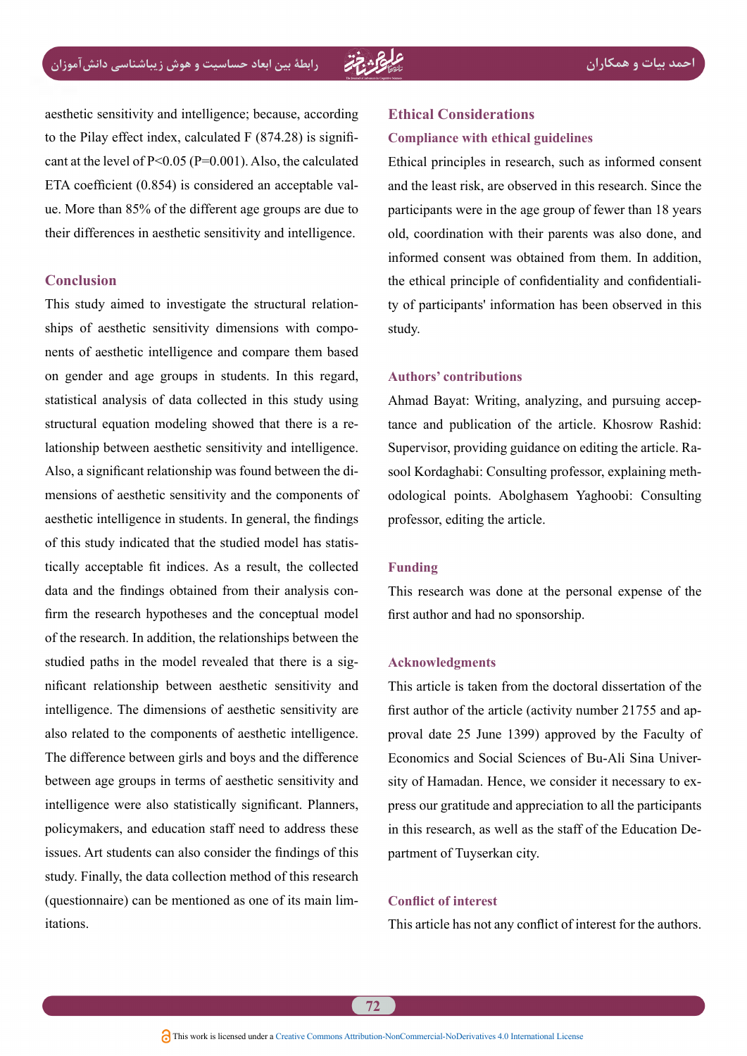aesthetic sensitivity and intelligence; because, according to the Pilay effect index, calculated F (874.28) is significant at the level of $P<0.05$ ($P=0.001$). Also, the calculated ETA coefficient (0.854) is considered an acceptable value. More than 85% of the different age groups are due to their differences in aesthetic sensitivity and intelligence.

## Conclusion

This study aimed to investigate the structural relationships of aesthetic sensitivity dimensions with components of aesthetic intelligence and compare them based on gender and age groups in students. In this regard, statistical analysis of data collected in this study using structural equation modeling showed that there is a relationship between aesthetic sensitivity and intelligence. Also, a significant relationship was found between the dimensions of aesthetic sensitivity and the components of aesthetic intelligence in students. In general, the findings of this study indicated that the studied model has statistically acceptable fit indices. As a result, the collected data and the findings obtained from their analysis confirm the research hypotheses and the conceptual model of the research. In addition, the relationships between the studied paths in the model revealed that there is a significant relationship between aesthetic sensitivity and intelligence. The dimensions of aesthetic sensitivity are also related to the components of aesthetic intelligence. The difference between girls and boys and the difference between age groups in terms of aesthetic sensitivity and intelligence were also statistically significant. Planners, policymakers, and education staff need to address these issues. Art students can also consider the findings of this study. Finally, the data collection method of this research (questionnaire) can be mentioned as one of its main limitations.

## Ethical Considerations

### Compliance with ethical guidelines

Ethical principles in research, such as informed consent and the least risk, are observed in this research. Since the participants were in the age group of fewer than 18 years old, coordination with their parents was also done, and informed consent was obtained from them. In addition, the ethical principle of confidentiality and confidentiality of participants' information has been observed in this study.

### Authors' contributions

Ahmad Bayat: Writing, analyzing, and pursuing acceptance and publication of the article. Khosrow Rashid: Supervisor, providing guidance on editing the article. Rasool Kordaghabi: Consulting professor, explaining methodological points. Abolghasem Yaghoobi: Consulting professor, editing the article.

### Funding

This research was done at the personal expense of the first author and had no sponsorship.

### Acknowledgments

This article is taken from the doctoral dissertation of the first author of the article (activity number 21755 and approval date 25 June 1399) approved by the Faculty of Economics and Social Sciences of Bu-Ali Sina University of Hamadan. Hence, we consider it necessary to express our gratitude and appreciation to all the participants in this research, as well as the staff of the Education Department of Tuyserkan city.

### Conflict of interest

This article has not any conflict of interest for the authors.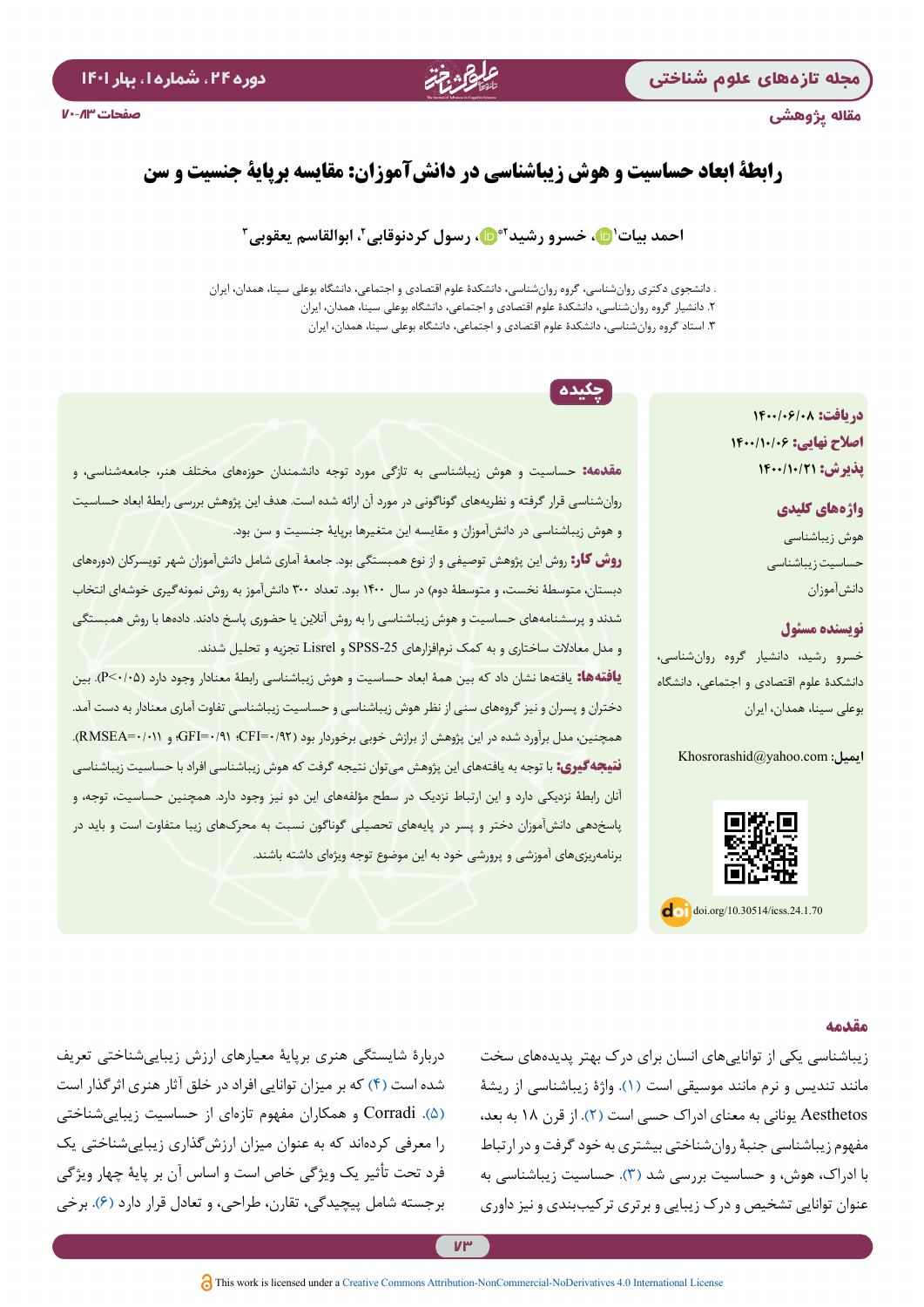مقاله پژوهشی

# رابطهٔ ابعاد حساسیت و هوش زیباشناسی در دانش‌آموزان: مقایسه برپایهٔ جنسیت و سن

احمد بیات[۱]، خسرو رشید[۲*]، رسول کردنوقابی[۲]، ابوالقاسم یعقوبی[۳]

۱. دانشجوی دکتری روان‌شناسی، گروه روان‌شناسی، دانشکدهٔ علوم اقتصادی و اجتماعی، دانشگاه بوعلی سینا، همدان، ایران
۲. دانشیار گروه روان‌شناسی، دانشکدهٔ علوم اقتصادی و اجتماعی، دانشگاه بوعلی سینا، همدان، ایران
۳. استاد گروه روان‌شناسی، دانشکدهٔ علوم اقتصادی و اجتماعی، دانشگاه بوعلی سینا، همدان، ایران

**دریافت:** ۱۴۰۰/۰۶/۰۸
**اصلاح نهایی:** ۱۴۰۰/۱۰/۰۶
**پذیرش:** ۱۴۰۰/۱۰/۲۱

**واژه‌های کلیدی**
هوش زیباشناسی
حساسیت زیباشناسی
دانش‌آموزان

**نویسنده مسئول**
خسرو رشید، دانشیار گروه روان‌شناسی، دانشکدهٔ علوم اقتصادی و اجتماعی، دانشگاه بوعلی سینا، همدان، ایران

**ایمیل:** Khosrorashid@yahoo.com

doi.org/10.30514/icss.24.1.70

## چکیده

**مقدمه:** حساسیت و هوش زیباشناسی به تازگی مورد توجه دانشمندان حوزه‌های مختلف هنر، جامعه‌شناسی، و روان‌شناسی قرار گرفته و نظریه‌های گوناگونی در مورد آن ارائه شده است. هدف این پژوهش بررسی رابطهٔ ابعاد حساسیت و هوش زیباشناسی در دانش‌آموزان و مقایسه این متغیرها برپایهٔ جنسیت و سن بود.

**روش کار:** روش این پژوهش توصیفی و از نوع همبستگی بود. جامعهٔ آماری شامل دانش‌آموزان شهر تویسرکان (دوره‌های دبستان، متوسطهٔ نخست، و متوسطهٔ دوم) در سال ۱۴۰۰ بود. تعداد ۳۰۰ دانش‌آموز به روش نمونه‌گیری خوشه‌ای انتخاب شدند و پرسشنامه‌های حساسیت و هوش زیباشناسی را به روش آنلاین یا حضوری پاسخ دادند. داده‌ها با روش همبستگی و مدل معادلات ساختاری و به کمک نرم‌افزارهای SPSS-25 و Lisrel تجزیه و تحلیل شدند.

**یافته‌ها:** یافته‌ها نشان داد که بین همهٔ ابعاد حساسیت و هوش زیباشناسی رابطهٔ معنادار وجود دارد ($P<0.05$). بین دختران و پسران و نیز گروه‌های سنی از نظر هوش زیباشناسی و حساسیت زیباشناسی تفاوت آماری معنادار به دست آمد. همچنین، مدل برآورد شده در این پژوهش از برازش خوبی برخوردار بود (CFI=۰/۹۲؛ GFI=۰/۹۱ و RMSEA=۰/۰۱۱).

**نتیجه‌گیری:** با توجه به یافته‌های این پژوهش می‌توان نتیجه گرفت که هوش زیباشناسی افراد با حساسیت زیباشناسی آنان رابطهٔ نزدیکی دارد و این ارتباط نزدیک در سطح مؤلفه‌های این دو نیز وجود دارد. همچنین حساسیت، توجه، و پاسخ‌دهی دانش‌آموزان دختر و پسر در پایه‌های تحصیلی گوناگون نسبت به محرک‌های زیبا متفاوت است و باید در برنامه‌ریزی‌های آموزشی و پرورشی خود به این موضوع توجه ویژه‌ای داشته باشند.

## مقدمه

زیباشناسی یکی از توانایی‌های انسان برای درک بهتر پدیده‌های سخت مانند تندیس و نرم مانند موسیقی است (۱). واژهٔ زیباشناسی از ریشهٔ Aesthetos یونانی به معنای ادراک حسی است (۲). از قرن ۱۸ به بعد، مفهوم زیباشناسی جنبهٔ روان‌شناختی بیشتری به خود گرفت و در ارتباط با ادراک، هوش، و حساسیت بررسی شد (۳). حساسیت زیباشناسی به عنوان توانایی تشخیص و درک زیبایی و برتری ترکیب‌بندی و نیز داوری دربارهٔ شایستگی هنری برپایهٔ معیارهای ارزش زیبایی‌شناختی تعریف شده است (۴) که بر میزان توانایی افراد در خلق آثار هنری اثرگذار است (۵). Corradi و همکاران مفهوم تازه‌ای از حساسیت زیبایی‌شناختی را معرفی کرده‌اند که به عنوان میزان ارزش‌گذاری زیبایی‌شناختی یک فرد تحت تأثیر یک ویژگی خاص است و اساس آن بر پایهٔ چهار ویژگی برجسته شامل پیچیدگی، تقارن، طراحی، و تعادل قرار دارد (۶). برخی

This work is licensed under a Creative Commons Attribution-NonCommercial-NoDerivatives 4.0 International License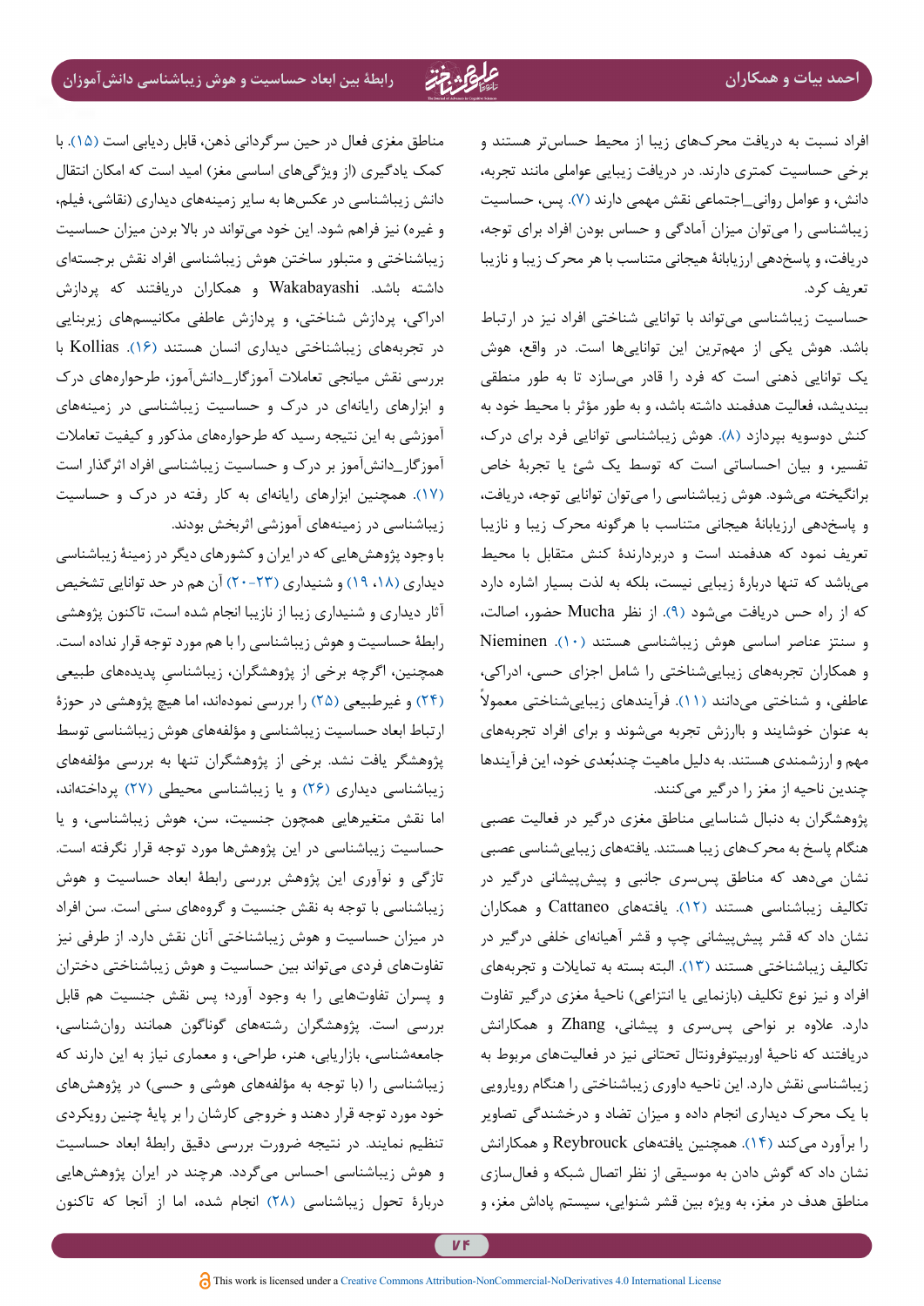افراد نسبت به دریافت محرک‌های زیبا از محیط حساس‌تر هستند و برخی حساسیت کمتری دارند. در دریافت زیبایی عواملی مانند تجربه، دانش، و عوامل روانی_اجتماعی نقش مهمی دارند (۷). پس، حساسیت زیباشناسی را می‌توان میزان آمادگی و حساس بودن افراد برای توجه، دریافت، و پاسخ‌دهی ارزیابانهٔ هیجانی متناسب با هر محرک زیبا و نازیبا تعریف کرد.

حساسیت زیباشناسی می‌تواند با توانایی شناختی افراد نیز در ارتباط باشد. هوش یکی از مهم‌ترین این توانایی‌ها است. در واقع، هوش یک توانایی ذهنی است که فرد را قادر می‌سازد تا به طور منطقی بیندیشد، فعالیت هدفمند داشته باشد، و به طور مؤثر با محیط خود به کنش دوسویه بپردازد (۸). هوش زیباشناسی توانایی فرد برای درک، تفسیر، و بیان احساساتی است که توسط یک شئ یا تجربهٔ خاص برانگیخته می‌شود. هوش زیباشناسی را می‌توان توانایی توجه، دریافت، و پاسخ‌دهی ارزیابانهٔ هیجانی متناسب با هرگونه محرک زیبا و نازیبا تعریف نمود که هدفمند است و دربردارندهٔ کنش متقابل با محیط می‌باشد که تنها دربارهٔ زیبایی نیست، بلکه به لذت بسیار اشاره دارد که از راه حس دریافت می‌شود (۹). از نظر Mucha حضور، اصالت، و سنتز عناصر اساسی هوش زیباشناسی هستند (۱۰). Nieminen و همکاران تجربه‌های زیبایی‌شناختی را شامل اجزای حسی، ادراکی، عاطفی، و شناختی می‌دانند (۱۱). فرآیندهای زیبایی‌شناختی معمولاً به عنوان خوشایند و باارزش تجربه می‌شوند و برای افراد تجربه‌های مهم و ارزشمندی هستند. به دلیل ماهیت چندبُعدی خود، این فرآیندها چندین ناحیه از مغز را درگیر می‌کنند.

پژوهشگران به دنبال شناسایی مناطق مغزی درگیر در فعالیت عصبی هنگام پاسخ به محرک‌های زیبا هستند. یافته‌های زیبایی‌شناسی عصبی نشان می‌دهد که مناطق پس‌سری جانبی و پیش‌پیشانی درگیر در تکالیف زیباشناسی هستند (۱۲). یافته‌های Cattaneo و همکاران نشان داد که قشر پیش‌پیشانی چپ و قشر آهیانه‌ای خلفی درگیر در تکالیف زیباشناختی هستند (۱۳). البته بسته به تمایلات و تجربه‌های افراد و نیز نوع تکلیف (بازنمایی یا انتزاعی) ناحیهٔ مغزی درگیر تفاوت دارد. علاوه بر نواحی پس‌سری، پیشانی، Zhang و همکارانش دریافتند که ناحیهٔ اوربیتوفرونتال تحتانی نیز در فعالیت‌های مربوط به زیباشناسی نقش دارد. این ناحیه داوری زیباشناختی را هنگام رویارویی با یک محرک دیداری انجام داده و میزان تضاد و درخشندگی تصاویر را برآورد می‌کند (۱۴). همچنین یافته‌های Reybrouck و همکارانش نشان داد که گوش دادن به موسیقی از نظر اتصال شبکه و فعال‌سازی مناطق هدف در مغز، به ویژه بین قشر شنوایی، سیستم پاداش مغز، و مناطق مغزی فعال در حین سرگردانی ذهن، قابل ردیابی است (۱۵). با کمک یادگیری (از ویژگی‌های اساسی مغز) امید است که امکان انتقال دانش زیباشناسی در عکس‌ها به سایر زمینه‌های دیداری (نقاشی، فیلم، و غیره) نیز فراهم شود. این خود می‌تواند در بالا بردن میزان حساسیت زیباشناختی و متبلور ساختن هوش زیباشناسی افراد نقش برجسته‌ای داشته باشد. Wakabayashi و همکاران دریافتند که پردازش ادراکی، پردازش شناختی، و پردازش عاطفی مکانیسم‌های زیربنایی در تجربه‌های زیباشناختی دیداری انسان هستند (۱۶). Kollias با بررسی نقش میانجی تعاملات آموزگار_دانش‌آموز، طرح‌واره‌های درک و ابزارهای رایانه‌ای در درک و حساسیت زیباشناسی در زمینه‌های آموزشی به این نتیجه رسید که طرح‌واره‌های مذکور و کیفیت تعاملات آموزگار_دانش‌آموز بر درک و حساسیت زیباشناسی افراد اثرگذار است (۱۷). همچنین ابزارهای رایانه‌ای به کار رفته در درک و حساسیت زیباشناسی در زمینه‌های آموزشی اثربخش بودند.

با وجود پژوهش‌هایی که در ایران و کشورهای دیگر در زمینهٔ زیباشناسی دیداری (۱۸، ۱۹) و شنیداری (۲۳-۲۰) آن هم در حد توانایی تشخیص آثار دیداری و شنیداری زیبا از نازیبا انجام شده است، تاکنون پژوهشی رابطهٔ حساسیت و هوش زیباشناسی را با هم مورد توجه قرار نداده است. همچنین، اگرچه برخی از پژوهشگران، زیباشناسیِ پدیده‌های طبیعی (۲۴) و غیرطبیعی (۲۵) را بررسی نموده‌اند، اما هیچ پژوهشی در حوزهٔ ارتباط ابعاد حساسیت زیباشناسی و مؤلفه‌های هوش زیباشناسی توسط پژوهشگر یافت نشد. برخی از پژوهشگران تنها به بررسی مؤلفه‌های زیباشناسی دیداری (۲۶) و یا زیباشناسی محیطی (۲۷) پرداخته‌اند، اما نقش متغیرهایی همچون جنسیت، سن، هوش زیباشناسی، و یا حساسیت زیباشناسی در این پژوهش‌ها مورد توجه قرار نگرفته است. تازگی و نوآوری این پژوهش بررسی رابطهٔ ابعاد حساسیت و هوش زیباشناسی با توجه به نقش جنسیت و گروه‌های سنی است. سن افراد در میزان حساسیت و هوش زیباشناختی آنان نقش دارد. از طرفی نیز تفاوت‌های فردی می‌تواند بین حساسیت و هوش زیباشناختی دختران و پسران تفاوت‌هایی را به وجود آورد؛ پس نقش جنسیت هم قابل بررسی است. پژوهشگران رشته‌های گوناگون همانند روان‌شناسی، جامعه‌شناسی، بازاریابی، هنر، طراحی، و معماری نیاز به این دارند که زیباشناسی را (با توجه به مؤلفه‌های هوشی و حسی) در پژوهش‌های خود مورد توجه قرار دهند و خروجی کارشان را بر پایهٔ چنین رویکردی تنظیم نمایند. در نتیجه ضرورت بررسی دقیق رابطهٔ ابعاد حساسیت و هوش زیباشناسی احساس می‌گردد. هرچند در ایران پژوهش‌هایی دربارهٔ تحول زیباشناسی (۲۸) انجام شده، اما از آنجا که تاکنون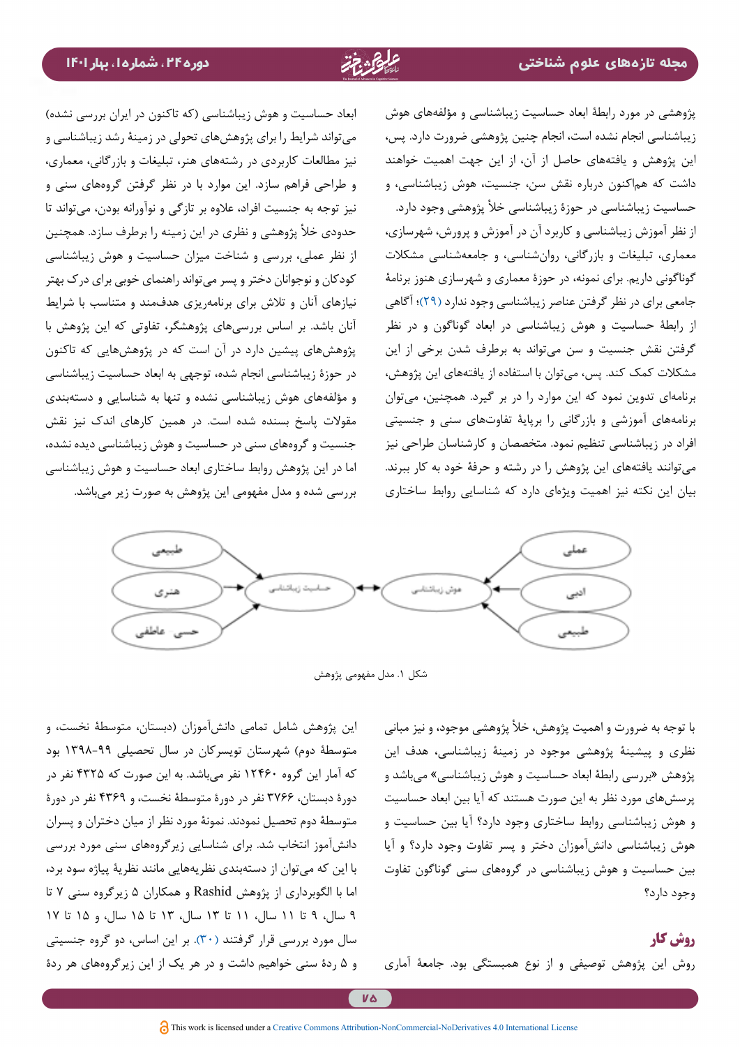پژوهشی در مورد رابطهٔ ابعاد حساسیت زیباشناسی و مؤلفه‌های هوش زیباشناسی انجام نشده است، انجام چنین پژوهشی ضرورت دارد. پس، این پژوهش و یافته‌های حاصل از آن، از این جهت اهمیت خواهند داشت که هم‌اکنون درباره نقش سن، جنسیت، هوش زیباشناسی، و حساسیت زیباشناسی در حوزهٔ زیباشناسی خلأ پژوهشی وجود دارد. از نظر آموزش زیباشناسی و کاربرد آن در آموزش و پرورش، شهرسازی، معماری، تبلیغات و بازرگانی، روان‌شناسی، و جامعه‌شناسی مشکلات گوناگونی داریم. برای نمونه، در حوزهٔ معماری و شهرسازی هنوز برنامهٔ جامعی برای در نظر گرفتن عناصر زیباشناسی وجود ندارد (۲۹)؛ آگاهی از رابطهٔ حساسیت و هوش زیباشناسی در ابعاد گوناگون و در نظر گرفتن نقش جنسیت و سن می‌تواند به برطرف شدن برخی از این مشکلات کمک کند. پس، می‌توان با استفاده از یافته‌های این پژوهش، برنامه‌ای تدوین نمود که این موارد را در بر گیرد. همچنین، می‌توان برنامه‌های آموزشی و بازرگانی را برپایهٔ تفاوت‌های سنی و جنسیتی افراد در زیباشناسی تنظیم نمود. متخصصان و کارشناسان طراحی نیز می‌توانند یافته‌های این پژوهش را در رشته و حرفهٔ خود به کار ببرند. بیان این نکته نیز اهمیت ویژه‌ای دارد که شناسایی روابط ساختاری ابعاد حساسیت و هوش زیباشناسی (که تاکنون در ایران بررسی نشده) می‌تواند شرایط را برای پژوهش‌های تحولی در زمینهٔ رشد زیباشناسی و نیز مطالعات کاربردی در رشته‌های هنر، تبلیغات و بازرگانی، معماری، و طراحی فراهم سازد. این موارد با در نظر گرفتن گروه‌های سنی و نیز توجه به جنسیت افراد، علاوه بر تازگی و نوآورانه بودن، می‌تواند تا حدودی خلأ پژوهشی و نظری در این زمینه را برطرف سازد. همچنین از نظر عملی، بررسی و شناخت میزان حساسیت و هوش زیباشناسی کودکان و نوجوانان دختر و پسر می‌تواند راهنمای خوبی برای درک بهتر نیازهای آنان و تلاش برای برنامه‌ریزی هدفمند و متناسب با شرایط آنان باشد. بر اساس بررسی‌های پژوهشگر، تفاوتی که این پژوهش با پژوهش‌های پیشین دارد در آن است که در پژوهش‌هایی که تاکنون در حوزهٔ زیباشناسی انجام شده، توجهی به ابعاد حساسیت زیباشناسی و مؤلفه‌های هوش زیباشناسی نشده و تنها به شناسایی و دسته‌بندی مقولات پاسخ بسنده شده است. در همین کارهای اندک نیز نقش جنسیت و گروه‌های سنی در حساسیت و هوش زیباشناسی دیده نشده، اما در این پژوهش روابط ساختاری ابعاد حساسیت و هوش زیباشناسی بررسی شده و مدل مفهومی این پژوهش به صورت زیر می‌باشد.

شکل ۱. مدل مفهومی پژوهش

با توجه به ضرورت و اهمیت پژوهش، خلأ پژوهشی موجود، و نیز مبانی نظری و پیشینهٔ پژوهشی موجود در زمینهٔ زیباشناسی، هدف این پژوهش «بررسی رابطهٔ ابعاد حساسیت و هوش زیباشناسی» می‌باشد و پرسش‌های مورد نظر به این صورت هستند که آیا بین ابعاد حساسیت و هوش زیباشناسی روابط ساختاری وجود دارد؟ آیا بین حساسیت و هوش زیباشناسی دانش‌آموزان دختر و پسر تفاوت وجود دارد؟ و آیا بین حساسیت و هوش زیباشناسی در گروه‌های سنی گوناگون تفاوت وجود دارد؟

## روش کار

روش این پژوهش توصیفی و از نوع همبستگی بود. جامعهٔ آماری این پژوهش شامل تمامی دانش‌آموزان (دبستان، متوسطهٔ نخست، و متوسطهٔ دوم) شهرستان تویسرکان در سال تحصیلی ۹۹-۱۳۹۸ بود که آمار این گروه ۱۲۴۶۰ نفر می‌باشد. به این صورت که ۴۳۲۵ نفر در دورهٔ دبستان، ۳۷۶۶ نفر در دورهٔ متوسطهٔ نخست، و ۴۳۶۹ نفر در دورهٔ متوسطهٔ دوم تحصیل نمودند. نمونهٔ مورد نظر از میان دختران و پسران دانش‌آموز انتخاب شد. برای شناسایی زیرگروه‌های سنی مورد بررسی با این که می‌توان از دسته‌بندی نظریه‌هایی مانند نظریهٔ پیاژه سود برد، اما با الگوبرداری از پژوهش Rashid و همکاران ۵ زیرگروه سنی ۷ تا ۹ سال، ۹ تا ۱۱ سال، ۱۱ تا ۱۳ سال، ۱۳ تا ۱۵ سال، و ۱۵ تا ۱۷ سال مورد بررسی قرار گرفتند (۳۰). بر این اساس، دو گروه جنسیتی و ۵ ردهٔ سنی خواهیم داشت و در هر یک از این زیرگروه‌های هر ردهٔ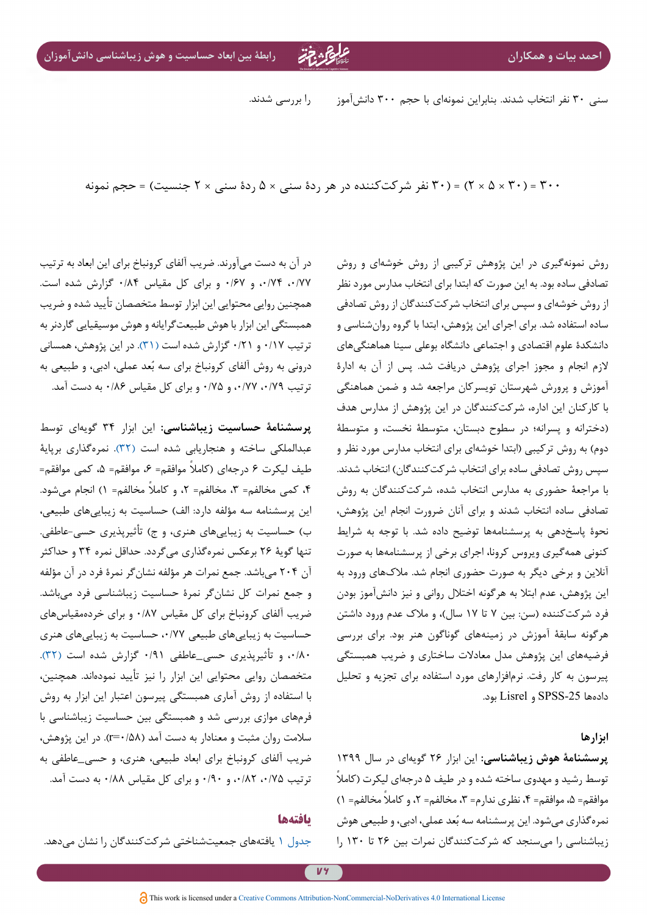سنی ۳۰ نفر انتخاب شدند. بنابراین نمونه‌ای با حجم ۳۰۰ دانش‌آموز را بررسی شدند.

۳۰۰ = (۳۰ × ۵ × ۲) = (۳۰ نفر شرکت‌کننده در هر ردۀ سنی × ۵ ردۀ سنی × ۲ جنسیت) = حجم نمونه

روش نمونه‌گیری در این پژوهش ترکیبی از روش خوشه‌ای و روش تصادفی ساده بود. به این صورت که ابتدا برای انتخاب مدارس مورد نظر از روش خوشه‌ای و سپس برای انتخاب شرکت‌کنندگان از روش تصادفی ساده استفاده شد. برای اجرای این پژوهش، ابتدا با گروه روان‌شناسی و دانشکدۀ علوم اقتصادی و اجتماعی دانشگاه بوعلی سینا هماهنگی‌های لازم انجام و مجوز اجرای پژوهش دریافت شد. پس از آن به ادارۀ آموزش و پرورش شهرستان تویسرکان مراجعه شد و ضمن هماهنگی با کارکنان این اداره، شرکت‌کنندگان در این پژوهش از مدارس هدف (دخترانه و پسرانه؛ در سطوح دبستان، متوسطۀ نخست، و متوسطۀ دوم) به روش ترکیبی (ابتدا خوشه‌ای برای انتخاب مدارس مورد نظر و سپس روش تصادفی ساده برای انتخاب شرکت‌کنندگان) انتخاب شدند. با مراجعۀ حضوری به مدارس انتخاب شده، شرکت‌کنندگان به روش تصادفی ساده انتخاب شدند و برای آنان ضرورت انجام این پژوهش، نحوۀ پاسخ‌دهی به پرسشنامه‌ها توضیح داده شد. با توجه به شرایط کنونی همه‌گیری ویروس کرونا، اجرای برخی از پرسشنامه‌ها به صورت آنلاین و برخی دیگر به صورت حضوری انجام شد. ملاک‌های ورود به این پژوهش، عدم ابتلا به هرگونه اختلال روانی و نیز دانش‌آموز بودن فرد شرکت‌کننده (سن: بین ۷ تا ۱۷ سال)، و ملاک عدم ورود داشتن هرگونه سابقۀ آموزش در زمینه‌های گوناگون هنر بود. برای بررسی فرضیه‌های این پژوهش مدل معادلات ساختاری و ضریب همبستگی پیرسون به کار رفت. نرم‌افزارهای مورد استفاده برای تجزیه و تحلیل داده‌ها SPSS-25 و Lisrel بود.

## ابزارها

**پرسشنامۀ هوش زیباشناسی:** این ابزار ۲۶ گویه‌ای در سال ۱۳۹۹ توسط رشید و مهدوی ساخته شده و در طیف ۵ درجه‌ای لیکرت (کاملاً موافقم= ۵، موافقم= ۴، نظری ندارم= ۳، مخالفم= ۲، و کاملاً مخالفم= ۱) نمره‌گذاری می‌شود. این پرسشنامه سه بُعد عملی، ادبی، و طبیعی هوش زیباشناسی را می‌سنجد که شرکت‌کنندگان نمرات بین ۲۶ تا ۱۳۰ را در آن به دست می‌آورند. ضریب آلفای کرونباخ برای این ابعاد به ترتیب ۰/۷۷، ۰/۷۴، و ۰/۶۷ و برای کل مقیاس ۰/۸۴ گزارش شده است. همچنین روایی محتوایی این ابزار توسط متخصصان تأیید شده و ضریب همبستگی این ابزار با هوش طبیعت‌گرایانه و هوش موسیقیایی گاردنر به ترتیب ۰/۱۷ و ۰/۲۱ گزارش شده است (۳۱). در این پژوهش، همسانی درونی به روش آلفای کرونباخ برای سه بُعد عملی، ادبی، و طبیعی به ترتیب ۰/۷۹، ۰/۷۷، و ۰/۷۵ و برای کل مقیاس ۰/۸۶ به دست آمد.

**پرسشنامۀ حساسیت زیباشناسی:** این ابزار ۳۴ گویه‌ای توسط عبدالملکی ساخته و هنجاریابی شده است (۳۲). نمره‌گذاری برپایۀ طیف لیکرت ۶ درجه‌ای (کاملاً موافقم= ۶، موافقم= ۵، کمی موافقم= ۴، کمی مخالفم= ۳، مخالفم= ۲، و کاملاً مخالفم= ۱) انجام می‌شود. این پرسشنامه سه مؤلفه دارد: الف) حساسیت به زیبایی‌های طبیعی، ب) حساسیت به زیبایی‌های هنری، و ج) تأثیرپذیری حسی-عاطفی. تنها گویۀ ۲۶ برعکس نمره‌گذاری می‌گردد. حداقل نمره ۳۴ و حداکثر آن ۲۰۴ می‌باشد. جمع نمرات هر مؤلفه نشان‌گر نمرۀ فرد در آن مؤلفه و جمع نمرات کل نشان‌گر نمرۀ حساسیت زیباشناسی فرد می‌باشد. ضریب آلفای کرونباخ برای کل مقیاس ۰/۸۷ و برای خرده‌مقیاس‌های حساسیت به زیبایی‌های طبیعی ۰/۷۷، حساسیت به زیبایی‌های هنری ۰/۸۰ و تأثیرپذیری حسی_عاطفی ۰/۹۱ گزارش شده است (۳۲). متخصصان روایی محتوایی این ابزار را نیز تأیید نموده‌اند. همچنین، با استفاده از روش آماری همبستگی پیرسون اعتبار این ابزار به روش فرم‌های موازی بررسی شد و همبستگی بین حساسیت زیباشناسی با سلامت روان مثبت و معنادار به دست آمد ($r=0/58$). در این پژوهش، ضریب آلفای کرونباخ برای ابعاد طبیعی، هنری، و حسی_عاطفی به ترتیب ۰/۷۵، ۰/۸۲، و ۰/۹۰ و برای کل مقیاس ۰/۸۸ به دست آمد.

## یافته‌ها

جدول ۱ یافته‌های جمعیت‌شناختی شرکت‌کنندگان را نشان می‌دهد.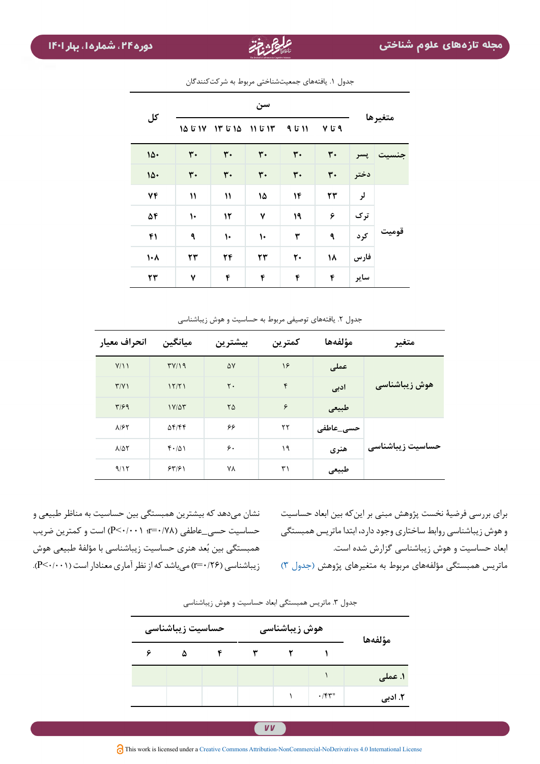جدول ۱. یافته‌های جمعیت‌شناختی مربوط به شرکت‌کنندگان

| متغیرها | | سن | | | | | کل |
|---|---|---|---|---|---|---|---|
| | | ۹ تا ۷ | ۱۱ تا ۹ | ۱۳ تا ۱۱ | ۱۵ تا ۱۳ | ۱۷ تا ۱۵ | |
| جنسیت | پسر | ۳۰ | ۳۰ | ۳۰ | ۳۰ | ۳۰ | ۱۵۰ |
| | دختر | ۳۰ | ۳۰ | ۳۰ | ۳۰ | ۳۰ | ۱۵۰ |
| قومیت | لر | ۲۳ | ۱۴ | ۱۵ | ۱۱ | ۱۱ | ۷۴ |
| | ترک | ۶ | ۱۹ | ۷ | ۱۲ | ۱۰ | ۵۴ |
| | کرد | ۹ | ۳ | ۱۰ | ۱۰ | ۹ | ۴۱ |
| | فارس | ۱۸ | ۲۰ | ۲۳ | ۲۴ | ۲۳ | ۱۰۸ |
| | سایر | ۴ | ۴ | ۴ | ۴ | ۷ | ۲۳ |

جدول ۲. یافته‌های توصیفی مربوط به حساسیت و هوش زیباشناسی

| متغیر | مؤلفه‌ها | کمترین | بیشترین | میانگین | انحراف معیار |
|---|---|---|---|---|---|
| هوش زیباشناسی | عملی | ۱۶ | ۵۷ | ۳۷/۱۹ | ۷/۱۱ |
| | ادبی | ۴ | ۲۰ | ۱۲/۲۱ | ۳/۷۱ |
| | طبیعی | ۶ | ۲۵ | ۱۷/۵۳ | ۳/۶۹ |
| حساسیت زیباشناسی | حسی_عاطفی | ۲۲ | ۶۶ | ۵۴/۴۴ | ۸/۶۲ |
| | هنری | ۱۹ | ۶۰ | ۴۰/۵۱ | ۸/۵۲ |
| | طبیعی | ۳۱ | ۷۸ | ۶۳/۶۱ | ۹/۱۲ |

برای بررسی فرضیهٔ نخست پژوهش مبنی بر این‌که بین ابعاد حساسیت و هوش زیباشناسی روابط ساختاری وجود دارد، ابتدا ماتریس همبستگی ابعاد حساسیت و هوش زیباشناسی گزارش شده است.

ماتریس همبستگی مؤلفه‌های مربوط به متغیرهای پژوهش (جدول ۳) نشان می‌دهد که بیشترین همبستگی بین حساسیت به مناظر طبیعی و حساسیت حسی_عاطفی (r=۰/۷۸؛ P<۰/۰۰۱) است و کمترین ضریب همبستگی بین بُعد هنری حساسیت زیباشناسی با مؤلفهٔ طبیعی هوش زیباشناسی (r=۰/۲۶) می‌باشد که از نظر آماری معنادار است (P<۰/۰۰۱).

جدول ۳. ماتریس همبستگی ابعاد حساسیت و هوش زیباشناسی

| مؤلفه‌ها | هوش زیباشناسی | | | حساسیت زیباشناسی | | |
|---|---|---|---|---|---|---|
| | ۱ | ۲ | ۳ | ۴ | ۵ | ۶ |
| ۱. عملی | ۱ | | | | | |
| ۲. ادبی | ۰/۴۳* | ۱ | | | | |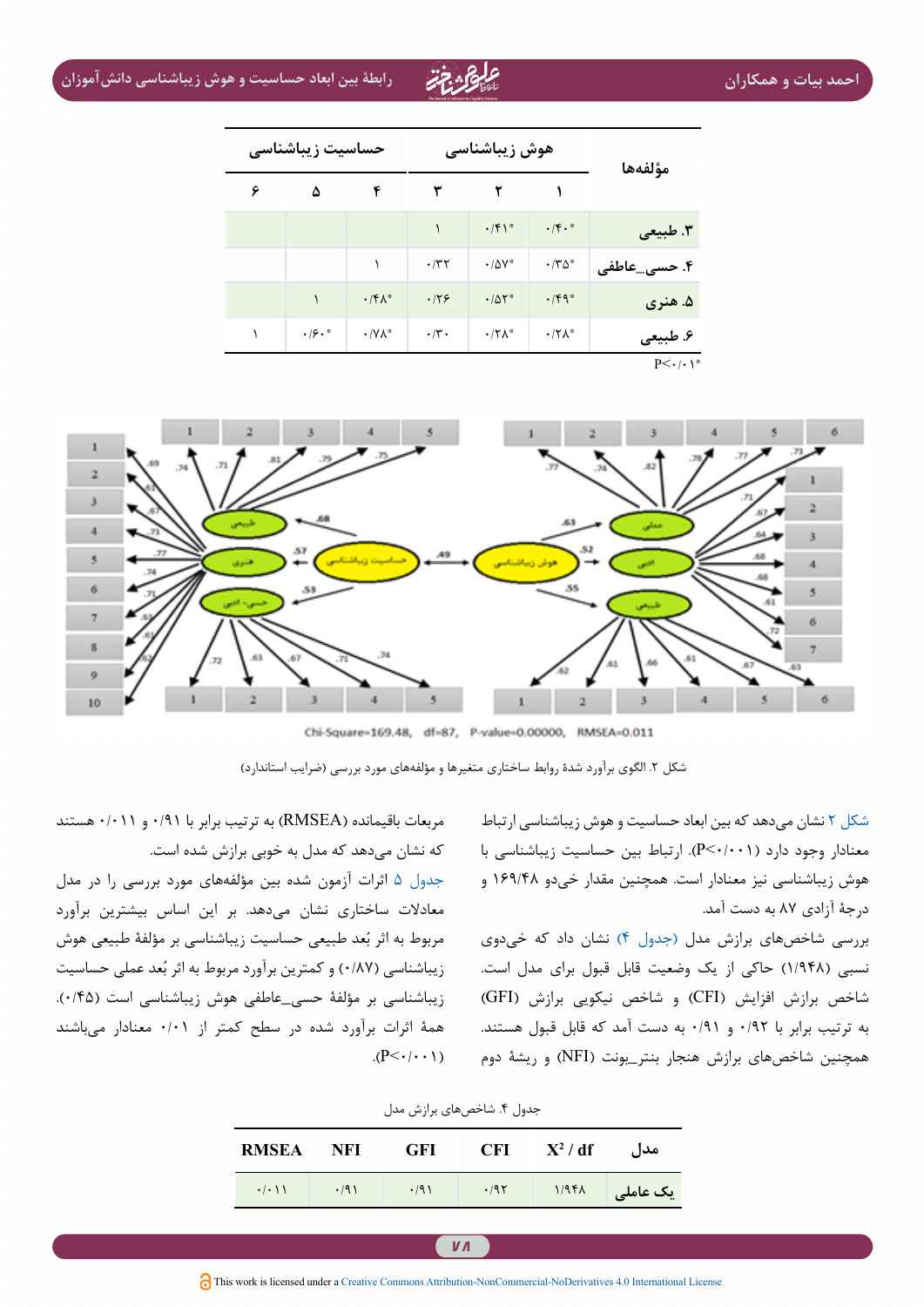| مؤلفه‌ها | هوش زیباشناسی | | | حساسیت زیباشناسی | | |
|---|---|---|---|---|---|---|
| | ۱ | ۲ | ۳ | ۴ | ۵ | ۶ |
| ۳. طبیعی | ۰/۴۰* | ۰/۴۱* | ۱ | | | |
| ۴. حسی_عاطفی | ۰/۳۵* | ۰/۵۷* | ۰/۳۲ | ۱ | | |
| ۵. هنری | ۰/۴۹* | ۰/۵۲* | ۰/۲۶ | ۰/۴۸* | ۱ | |
| ۶. طبیعی | ۰/۲۸* | ۰/۲۸* | ۰/۳۰ | ۰/۷۸* | ۰/۶۰* | ۱ |

P<۰/۰۱*

Chi-Square=169.48, df=87, P-value=0.00000, RMSEA=0.011

شکل ۲. الگوی برآورد شدۀ روابط ساختاری متغیرها و مؤلفه‌های مورد بررسی (ضرایب استاندارد)

شکل ۲ نشان می‌دهد که بین ابعاد حساسیت و هوش زیباشناسی ارتباط معنادار وجود دارد (P<۰/۰۰۱). ارتباط بین حساسیت زیباشناسی با هوش زیباشناسی نیز معنادار است. همچنین مقدار خی‌دو ۱۶۹/۴۸ و درجۀ آزادی ۸۷ به دست آمد.

بررسی شاخص‌های برازش مدل (جدول ۴) نشان داد که خی‌دوی نسبی (۱/۹۴۸) حاکی از یک وضعیت قابل قبول برای مدل است. شاخص برازش افزایش (CFI) و شاخص نیکویی برازش (GFI) به ترتیب برابر با ۰/۹۲ و ۰/۹۱ به دست آمد که قابل قبول هستند. همچنین شاخص‌های برازش هنجار بنتر_بونت (NFI) و ریشۀ دوم مربعات باقیمانده (RMSEA) به ترتیب برابر با ۰/۹۱ و ۰/۰۱۱ هستند که نشان می‌دهد که مدل به خوبی برازش شده است.

جدول ۵ اثرات آزمون شده بین مؤلفه‌های مورد بررسی را در مدل معادلات ساختاری نشان می‌دهد. بر این اساس بیشترین برآورد مربوط به اثر بُعد طبیعی حساسیت زیباشناسی بر مؤلفۀ طبیعی هوش زیباشناسی (۰/۸۷) و کمترین برآورد مربوط به اثر بُعد عملی حساسیت زیباشناسی بر مؤلفۀ حسی_عاطفی هوش زیباشناسی است (۰/۴۵). همۀ اثرات برآورد شده در سطح کمتر از ۰/۰۱ معنادار می‌باشند (P<۰/۰۰۱).

جدول ۴. شاخص‌های برازش مدل

| مدل | X² / df | CFI | GFI | NFI | RMSEA |
|---|---|---|---|---|---|
| یک عاملی | ۱/۹۴۸ | ۰/۹۲ | ۰/۹۱ | ۰/۹۱ | ۰/۰۱۱ |

This work is licensed under a Creative Commons Attribution-NonCommercial-NoDerivatives 4.0 International License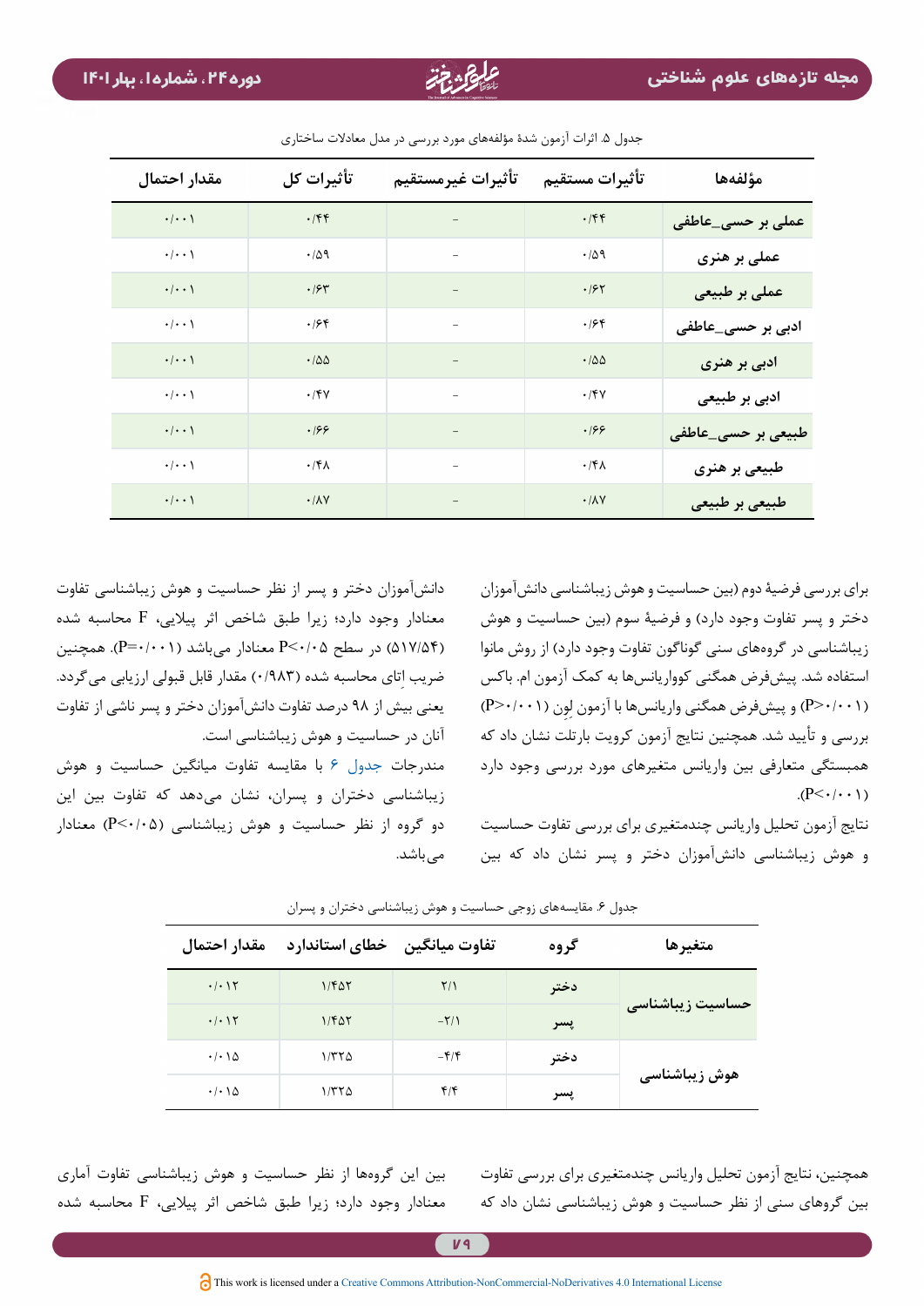جدول ۵. اثرات آزمون شدهٔ مؤلفه‌های مورد بررسی در مدل معادلات ساختاری

| مؤلفه‌ها | تأثیرات مستقیم | تأثیرات غیرمستقیم | تأثیرات کل | مقدار احتمال |
|---|---|---|---|---|
| عملی بر حسی_عاطفی | ۰/۴۴ | – | ۰/۴۴ | ۰/۰۰۱ |
| عملی بر هنری | ۰/۵۹ | – | ۰/۵۹ | ۰/۰۰۱ |
| عملی بر طبیعی | ۰/۶۲ | – | ۰/۶۳ | ۰/۰۰۱ |
| ادبی بر حسی_عاطفی | ۰/۶۴ | – | ۰/۶۴ | ۰/۰۰۱ |
| ادبی بر هنری | ۰/۵۵ | – | ۰/۵۵ | ۰/۰۰۱ |
| ادبی بر طبیعی | ۰/۴۷ | – | ۰/۴۷ | ۰/۰۰۱ |
| طبیعی بر حسی_عاطفی | ۰/۶۶ | – | ۰/۶۶ | ۰/۰۰۱ |
| طبیعی بر هنری | ۰/۴۸ | – | ۰/۴۸ | ۰/۰۰۱ |
| طبیعی بر طبیعی | ۰/۸۷ | – | ۰/۸۷ | ۰/۰۰۱ |

برای بررسی فرضیهٔ دوم (بین حساسیت و هوش زیباشناسی دانش‌آموزان دختر و پسر تفاوت وجود دارد) و فرضیهٔ سوم (بین حساسیت و هوش زیباشناسی در گروه‌های سنی گوناگون تفاوت وجود دارد) از روش مانوا استفاده شد. پیش‌فرض همگنی کوواریانس‌ها به کمک آزمون ام. باکس (P>۰/۰۰۱) و پیش‌فرض همگنی واریانس‌ها با آزمون لِوِن (P>۰/۰۰۱) بررسی و تأیید شد. همچنین نتایج آزمون کرویت بارتلت نشان داد که همبستگی متعارفی بین واریانس متغیرهای مورد بررسی وجود دارد (P<۰/۰۰۱).

نتایج آزمون تحلیل واریانس چندمتغیری برای بررسی تفاوت حساسیت و هوش زیباشناسی دانش‌آموزان دختر و پسر نشان داد که بین دانش‌آموزان دختر و پسر از نظر حساسیت و هوش زیباشناسی تفاوت معنادار وجود دارد؛ زیرا طبق شاخص اثر پیلایی، F محاسبه شده (۵۱۷/۵۴) در سطح P<۰/۰۵ معنادار می‌باشد (P=۰/۰۰۱). همچنین ضریب اِتای محاسبه شده (۰/۹۸۳) مقدار قابل قبولی ارزیابی می‌گردد. یعنی بیش از ۹۸ درصد تفاوت دانش‌آموزان دختر و پسر ناشی از تفاوت آنان در حساسیت و هوش زیباشناسی است.

مندرجات جدول ۶ با مقایسه تفاوت میانگین حساسیت و هوش زیباشناسی دختران و پسران، نشان می‌دهد که تفاوت بین این دو گروه از نظر حساسیت و هوش زیباشناسی (P<۰/۰۵) معنادار می‌باشد.

جدول ۶. مقایسه‌های زوجی حساسیت و هوش زیباشناسی دختران و پسران

| متغیرها | گروه | تفاوت میانگین | خطای استاندارد | مقدار احتمال |
|---|---|---|---|---|
| حساسیت زیباشناسی | دختر | ۲/۱ | ۱/۴۵۲ | ۰/۰۱۲ |
| | پسر | -۲/۱ | ۱/۴۵۲ | ۰/۰۱۲ |
| هوش زیباشناسی | دختر | -۴/۴ | ۱/۳۲۵ | ۰/۰۱۵ |
| | پسر | ۴/۴ | ۱/۳۲۵ | ۰/۰۱۵ |

همچنین، نتایج آزمون تحلیل واریانس چندمتغیری برای بررسی تفاوت بین گروه‌های سنی از نظر حساسیت و هوش زیباشناسی نشان داد که بین این گروه‌ها از نظر حساسیت و هوش زیباشناسی تفاوت آماری معنادار وجود دارد؛ زیرا طبق شاخص اثر پیلایی، F محاسبه شده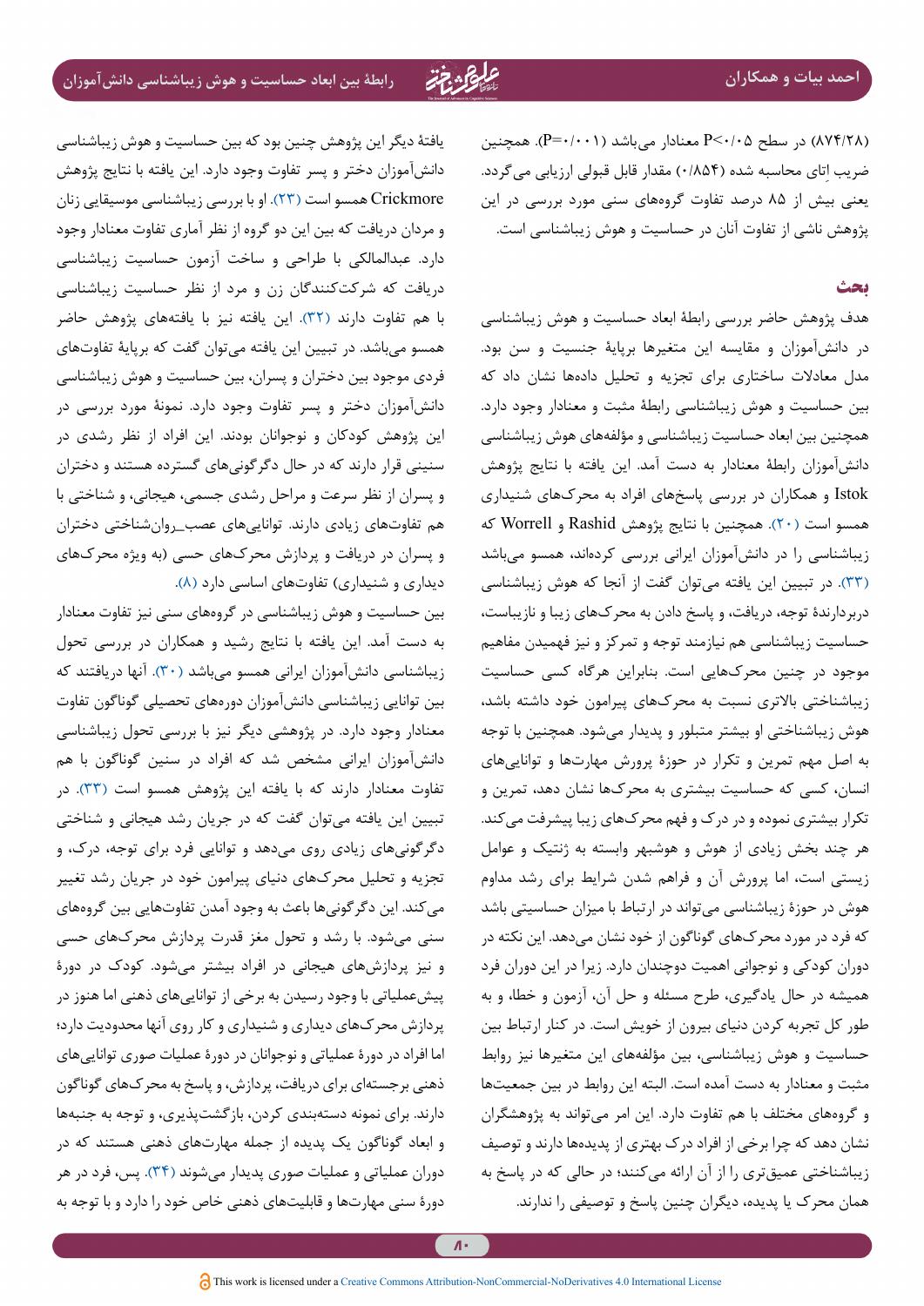(۸۷۴/۲۸) در سطح P<۰/۰۵ معنادار می‌باشد (P=۰/۰۰۱). همچنین ضریب اِتای محاسبه شده (۰/۸۵۴) مقدار قابل قبولی ارزیابی می‌گردد. یعنی بیش از ۸۵ درصد تفاوت گروه‌های سنی مورد بررسی در این پژوهش ناشی از تفاوت آنان در حساسیت و هوش زیباشناسی است.

## بحث

هدف پژوهش حاضر بررسی رابطهٔ ابعاد حساسیت و هوش زیباشناسی در دانش‌آموزان و مقایسه این متغیرها برپایهٔ جنسیت و سن بود. مدل معادلات ساختاری برای تجزیه و تحلیل داده‌ها نشان داد که بین حساسیت و هوش زیباشناسی رابطهٔ مثبت و معنادار وجود دارد. همچنین بین ابعاد حساسیت زیباشناسی و مؤلفه‌های هوش زیباشناسی دانش‌آموزان رابطهٔ معنادار به دست آمد. این یافته با نتایج پژوهش Istok و همکاران در بررسی پاسخ‌های افراد به محرک‌های شنیداری همسو است (۲۰). همچنین با نتایج پژوهش Rashid و Worrell که زیباشناسی را در دانش‌آموزان ایرانی بررسی کرده‌اند، همسو می‌باشد (۳۳). در تبیین این یافته می‌توان گفت از آنجا که هوش زیباشناسی دربردارندهٔ توجه، دریافت، و پاسخ دادن به محرک‌های زیبا و نازیباست، حساسیت زیباشناسی هم نیازمند توجه و تمرکز و نیز فهمیدن مفاهیم موجود در چنین محرک‌هایی است. بنابراین هرگاه کسی حساسیت زیباشناختی بالاتری نسبت به محرک‌های پیرامون خود داشته باشد، هوش زیباشناختی او بیشتر متبلور و پدیدار می‌شود. همچنین با توجه به اصل مهم تمرین و تکرار در حوزهٔ پرورش مهارت‌ها و توانایی‌های انسان، کسی که حساسیت بیشتری به محرک‌ها نشان دهد، تمرین و تکرار بیشتری نموده و در درک و فهم محرک‌های زیبا پیشرفت می‌کند. هر چند بخش زیادی از هوش و هوشبهر وابسته به ژنتیک و عوامل زیستی است، اما پرورش آن و فراهم شدن شرایط برای رشد مداوم هوش در حوزهٔ زیباشناسی می‌تواند در ارتباط با میزان حساسیتی باشد که فرد در مورد محرک‌های گوناگون از خود نشان می‌دهد. این نکته در دوران کودکی و نوجوانی اهمیت دوچندان دارد. زیرا در این دوران فرد همیشه در حال یادگیری، طرح مسئله و حل آن، آزمون و خطا، و به طور کل تجربه کردن دنیای بیرون از خویش است. در کنار ارتباط بین حساسیت و هوش زیباشناسی، بین مؤلفه‌های این متغیرها نیز روابط مثبت و معنادار به دست آمده است. البته این روابط در بین جمعیت‌ها و گروه‌های مختلف با هم تفاوت دارد. این امر می‌تواند به پژوهشگران نشان دهد که چرا برخی از افراد درک بهتری از پدیده‌ها دارند و توصیف زیباشناختی عمیق‌تری را از آن ارائه می‌کنند؛ در حالی که در پاسخ به همان محرک یا پدیده، دیگران چنین پاسخ و توصیفی را ندارند.

یافتهٔ دیگر این پژوهش چنین بود که بین حساسیت و هوش زیباشناسی دانش‌آموزان دختر و پسر تفاوت وجود دارد. این یافته با نتایج پژوهش Crickmore همسو است (۲۳). او با بررسی زیباشناسی موسیقایی زنان و مردان دریافت که بین این دو گروه از نظر آماری تفاوت معنادار وجود دارد. عبدالمالکی با طراحی و ساخت آزمون حساسیت زیباشناسی دریافت که شرکت‌کنندگان زن و مرد از نظر حساسیت زیباشناسی با هم تفاوت دارند (۳۲). این یافته نیز با یافته‌های پژوهش حاضر همسو می‌باشد. در تبیین این یافته می‌توان گفت که برپایهٔ تفاوت‌های فردی موجود بین دختران و پسران، بین حساسیت و هوش زیباشناسی دانش‌آموزان دختر و پسر تفاوت وجود دارد. نمونهٔ مورد بررسی در این پژوهش کودکان و نوجوانان بودند. این افراد از نظر رشدی در سنینی قرار دارند که در حال دگرگونی‌های گسترده هستند و دختران و پسران از نظر سرعت و مراحل رشدی جسمی، هیجانی، و شناختی با هم تفاوت‌های زیادی دارند. توانایی‌های عصب_روان‌شناختی دختران و پسران در دریافت و پردازش محرک‌های حسی (به ویژه محرک‌های دیداری و شنیداری) تفاوت‌های اساسی دارد (۸).

بین حساسیت و هوش زیباشناسی در گروه‌های سنی نیز تفاوت معنادار به دست آمد. این یافته با نتایج رشید و همکاران در بررسی تحول زیباشناسی دانش‌آموزان ایرانی همسو می‌باشد (۳۰). آنها دریافتند که بین توانایی زیباشناسی دانش‌آموزان دوره‌های تحصیلی گوناگون تفاوت معنادار وجود دارد. در پژوهشی دیگر نیز با بررسی تحول زیباشناسی دانش‌آموزان ایرانی مشخص شد که افراد در سنین گوناگون با هم تفاوت معنادار دارند که با یافته این پژوهش همسو است (۳۳). در تبیین این یافته می‌توان گفت که در جریان رشد هیجانی و شناختی دگرگونی‌های زیادی روی می‌دهد و توانایی فرد برای توجه، درک، و تجزیه و تحلیل محرک‌های دنیای پیرامون خود در جریان رشد تغییر می‌کند. این دگرگونی‌ها باعث به وجود آمدن تفاوت‌هایی بین گروه‌های سنی می‌شود. با رشد و تحول مغز قدرت پردازش محرک‌های حسی و نیز پردازش‌های هیجانی در افراد بیشتر می‌شود. کودک در دورهٔ پیش‌عملیاتی با وجود رسیدن به برخی از توانایی‌های ذهنی اما هنوز در پردازش محرک‌های دیداری و شنیداری و کار روی آنها محدودیت دارد؛ اما افراد در دورهٔ عملیاتی و نوجوانان در دورهٔ عملیات صوری توانایی‌های ذهنی برجسته‌ای برای دریافت، پردازش، و پاسخ به محرک‌های گوناگون دارند. برای نمونه دسته‌بندی کردن، بازگشت‌پذیری، و توجه به جنبه‌ها و ابعاد گوناگون یک پدیده از جمله مهارت‌های ذهنی هستند که در دوران عملیاتی و عملیات صوری پدیدار می‌شوند (۳۴). پس، فرد در هر دورهٔ سنی مهارت‌ها و قابلیت‌های ذهنی خاص خود را دارد و با توجه به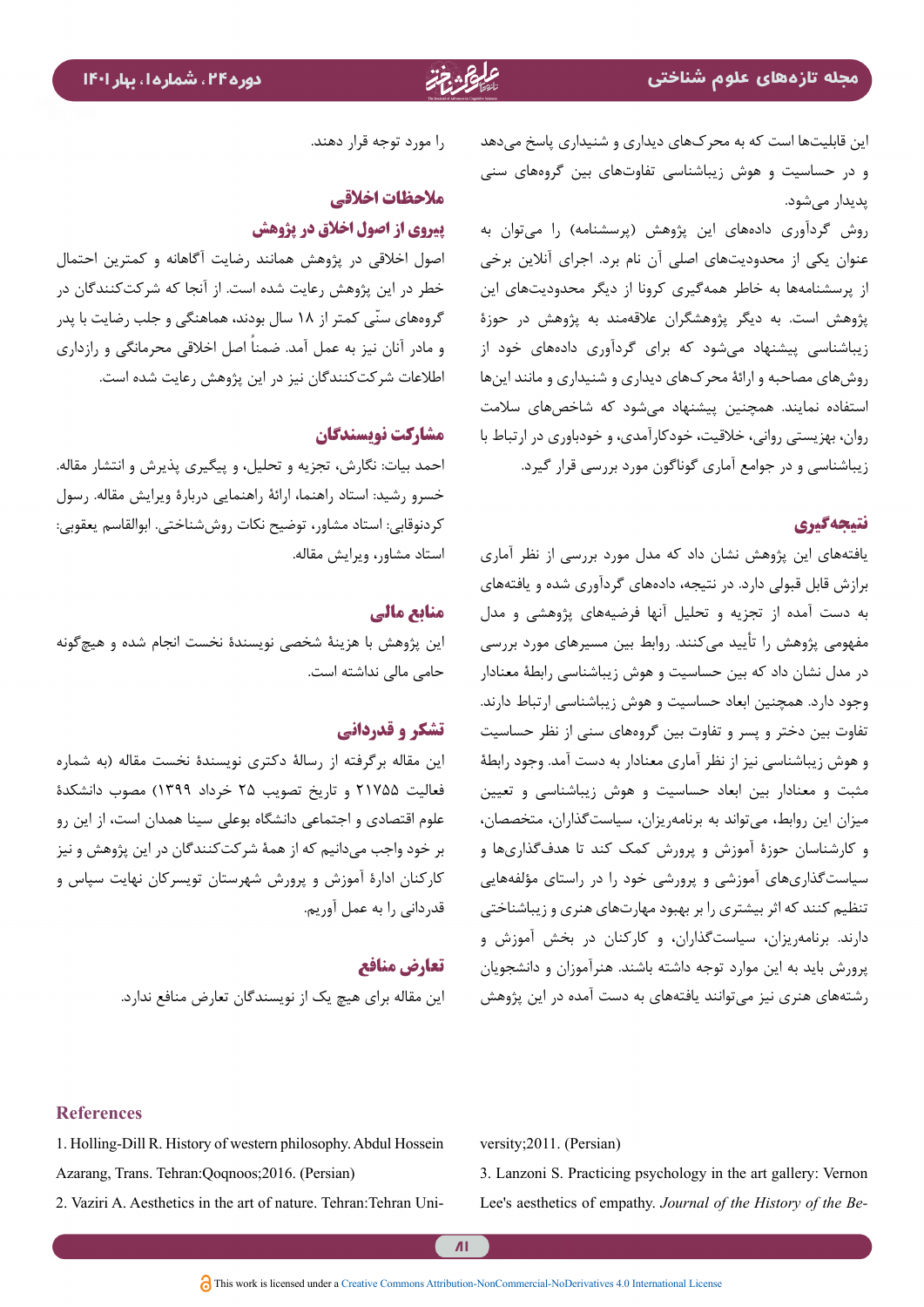این قابلیت‌ها است که به محرک‌های دیداری و شنیداری پاسخ می‌دهد و در حساسیت و هوش زیباشناسی تفاوت‌های بین گروه‌های سنی پدیدار می‌شود.

روش گردآوری داده‌های این پژوهش (پرسشنامه) را می‌توان به عنوان یکی از محدودیت‌های اصلی آن نام برد. اجرای آنلاین برخی از پرسشنامه‌ها به خاطر همه‌گیری کرونا از دیگر محدودیت‌های این پژوهش است. به دیگر پژوهشگران علاقه‌مند به پژوهش در حوزهٔ زیباشناسی پیشنهاد می‌شود که برای گردآوری داده‌های خود از روش‌های مصاحبه و ارائهٔ محرک‌های دیداری و شنیداری و مانند این‌ها استفاده نمایند. همچنین پیشنهاد می‌شود که شاخص‌های سلامت روان، بهزیستی روانی، خلاقیت، خودکارآمدی، و خودباوری در ارتباط با زیباشناسی و در جوامع آماری گوناگون مورد بررسی قرار گیرد.

## نتیجه‌گیری

یافته‌های این پژوهش نشان داد که مدل مورد بررسی از نظر آماری برازش قابل قبولی دارد. در نتیجه، داده‌های گردآوری شده و یافته‌های به دست آمده از تجزیه و تحلیل آنها فرضیه‌های پژوهشی و مدل مفهومی پژوهش را تأیید می‌کنند. روابط بین مسیرهای مورد بررسی در مدل نشان داد که بین حساسیت و هوش زیباشناسی رابطهٔ معنادار وجود دارد. همچنین ابعاد حساسیت و هوش زیباشناسی ارتباط دارند. تفاوت بین دختر و پسر و تفاوت بین گروه‌های سنی از نظر حساسیت و هوش زیباشناسی نیز از نظر آماری معنادار به دست آمد. وجود رابطهٔ مثبت و معنادار بین ابعاد حساسیت و هوش زیباشناسی و تعیین میزان این روابط، می‌تواند به برنامه‌ریزان، سیاست‌گذاران، متخصصان، و کارشناسان حوزهٔ آموزش و پرورش کمک کند تا هدف‌گذاری‌ها و سیاست‌گذاری‌های آموزشی و پرورشی خود را در راستای مؤلفه‌هایی تنظیم کنند که اثر بیشتری را بر بهبود مهارت‌های هنری و زیباشناختی دارند. برنامه‌ریزان، سیاست‌گذاران، و کارکنان در بخش آموزش و پرورش باید به این موارد توجه داشته باشند. هنرآموزان و دانشجویان رشته‌های هنری نیز می‌توانند یافته‌های به دست آمده در این پژوهش را مورد توجه قرار دهند.

## ملاحظات اخلاقی

### پیروی از اصول اخلاق در پژوهش

اصول اخلاقی در پژوهش همانند رضایت آگاهانه و کمترین احتمال خطر در این پژوهش رعایت شده است. از آنجا که شرکت‌کنندگان در گروه‌های سنّی کمتر از ۱۸ سال بودند، هماهنگی و جلب رضایت با پدر و مادر آنان نیز به عمل آمد. ضمناً اصل اخلاقی محرمانگی و رازداری اطلاعات شرکت‌کنندگان نیز در این پژوهش رعایت شده است.

### مشارکت نویسندگان

احمد بیات: نگارش، تجزیه و تحلیل، و پیگیری پذیرش و انتشار مقاله. خسرو رشید: استاد راهنما، ارائهٔ راهنمایی دربارهٔ ویرایش مقاله. رسول کردنوقابی: استاد مشاور، توضیح نکات روش‌شناختی. ابوالقاسم یعقوبی: استاد مشاور، ویرایش مقاله.

### منابع مالی

این پژوهش با هزینهٔ شخصی نویسندهٔ نخست انجام شده و هیچ‌گونه حامی مالی نداشته است.

### تشکر و قدردانی

این مقاله برگرفته از رسالهٔ دکتری نویسندهٔ نخست مقاله (به شماره فعالیت ۲۱۷۵۵ و تاریخ تصویب ۲۵ خرداد ۱۳۹۹) مصوب دانشکدهٔ علوم اقتصادی و اجتماعی دانشگاه بوعلی سینا همدان است، از این رو بر خود واجب می‌دانیم که از همهٔ شرکت‌کنندگان در این پژوهش و نیز کارکنان ادارهٔ آموزش و پرورش شهرستان تویسرکان نهایت سپاس و قدردانی را به عمل آوریم.

### تعارض منافع

این مقاله برای هیچ یک از نویسندگان تعارض منافع ندارد.

## References

1. Holling-Dill R. History of western philosophy. Abdul Hossein Azarang, Trans. Tehran:Qoqnoos;2016. (Persian)
2. Vaziri A. Aesthetics in the art of nature. Tehran:Tehran University;2011. (Persian)
3. Lanzoni S. Practicing psychology in the art gallery: Vernon Lee's aesthetics of empathy. *Journal of the History of the Be-*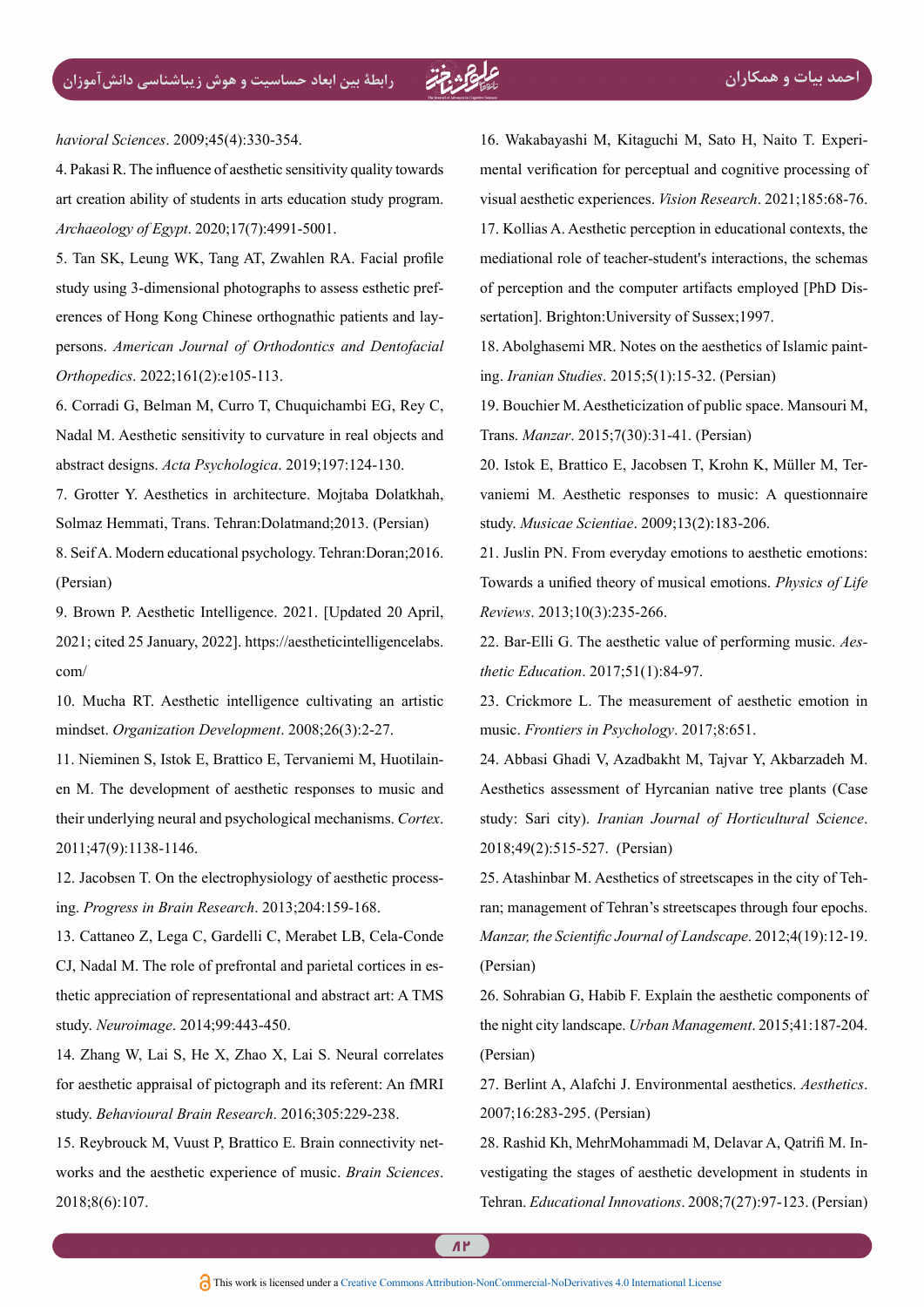*havioral Sciences*. 2009;45(4):330-354.

4. Pakasi R. The influence of aesthetic sensitivity quality towards art creation ability of students in arts education study program. *Archaeology of Egypt*. 2020;17(7):4991-5001.

5. Tan SK, Leung WK, Tang AT, Zwahlen RA. Facial profile study using 3-dimensional photographs to assess esthetic preferences of Hong Kong Chinese orthognathic patients and laypersons. *American Journal of Orthodontics and Dentofacial Orthopedics*. 2022;161(2):e105-113.

6. Corradi G, Belman M, Curro T, Chuquichambi EG, Rey C, Nadal M. Aesthetic sensitivity to curvature in real objects and abstract designs. *Acta Psychologica*. 2019;197:124-130.

7. Grotter Y. Aesthetics in architecture. Mojtaba Dolatkhah, Solmaz Hemmati, Trans. Tehran:Dolatmand;2013. (Persian)

8. Seif A. Modern educational psychology. Tehran:Doran;2016. (Persian)

9. Brown P. Aesthetic Intelligence. 2021. [Updated 20 April, 2021; cited 25 January, 2022]. https://aestheticintelligencelabs.com/

10. Mucha RT. Aesthetic intelligence cultivating an artistic mindset. *Organization Development*. 2008;26(3):2-27.

11. Nieminen S, Istok E, Brattico E, Tervaniemi M, Huotilainen M. The development of aesthetic responses to music and their underlying neural and psychological mechanisms. *Cortex*. 2011;47(9):1138-1146.

12. Jacobsen T. On the electrophysiology of aesthetic processing. *Progress in Brain Research*. 2013;204:159-168.

13. Cattaneo Z, Lega C, Gardelli C, Merabet LB, Cela-Conde CJ, Nadal M. The role of prefrontal and parietal cortices in esthetic appreciation of representational and abstract art: A TMS study. *Neuroimage*. 2014;99:443-450.

14. Zhang W, Lai S, He X, Zhao X, Lai S. Neural correlates for aesthetic appraisal of pictograph and its referent: An fMRI study. *Behavioural Brain Research*. 2016;305:229-238.

15. Reybrouck M, Vuust P, Brattico E. Brain connectivity networks and the aesthetic experience of music. *Brain Sciences*. 2018;8(6):107.

16. Wakabayashi M, Kitaguchi M, Sato H, Naito T. Experimental verification for perceptual and cognitive processing of visual aesthetic experiences. *Vision Research*. 2021;185:68-76.

17. Kollias A. Aesthetic perception in educational contexts, the mediational role of teacher-student's interactions, the schemas of perception and the computer artifacts employed [PhD Dissertation]. Brighton:University of Sussex;1997.

18. Abolghasemi MR. Notes on the aesthetics of Islamic painting. *Iranian Studies*. 2015;5(1):15-32. (Persian)

19. Bouchier M. Aestheticization of public space. Mansouri M, Trans. *Manzar*. 2015;7(30):31-41. (Persian)

20. Istok E, Brattico E, Jacobsen T, Krohn K, Müller M, Tervaniemi M. Aesthetic responses to music: A questionnaire study. *Musicae Scientiae*. 2009;13(2):183-206.

21. Juslin PN. From everyday emotions to aesthetic emotions: Towards a unified theory of musical emotions. *Physics of Life Reviews*. 2013;10(3):235-266.

22. Bar-Elli G. The aesthetic value of performing music. *Aesthetic Education*. 2017;51(1):84-97.

23. Crickmore L. The measurement of aesthetic emotion in music. *Frontiers in Psychology*. 2017;8:651.

24. Abbasi Ghadi V, Azadbakht M, Tajvar Y, Akbarzadeh M. Aesthetics assessment of Hyrcanian native tree plants (Case study: Sari city). *Iranian Journal of Horticultural Science*. 2018;49(2):515-527. (Persian)

25. Atashinbar M. Aesthetics of streetscapes in the city of Tehran; management of Tehran's streetscapes through four epochs. *Manzar, the Scientific Journal of Landscape*. 2012;4(19):12-19. (Persian)

26. Sohrabian G, Habib F. Explain the aesthetic components of the night city landscape. *Urban Management*. 2015;41:187-204. (Persian)

27. Berlint A, Alafchi J. Environmental aesthetics. *Aesthetics*. 2007;16:283-295. (Persian)

28. Rashid Kh, MehrMohammadi M, Delavar A, Qatrifi M. Investigating the stages of aesthetic development in students in Tehran. *Educational Innovations*. 2008;7(27):97-123. (Persian)

This work is licensed under a Creative Commons Attribution-NonCommercial-NoDerivatives 4.0 International License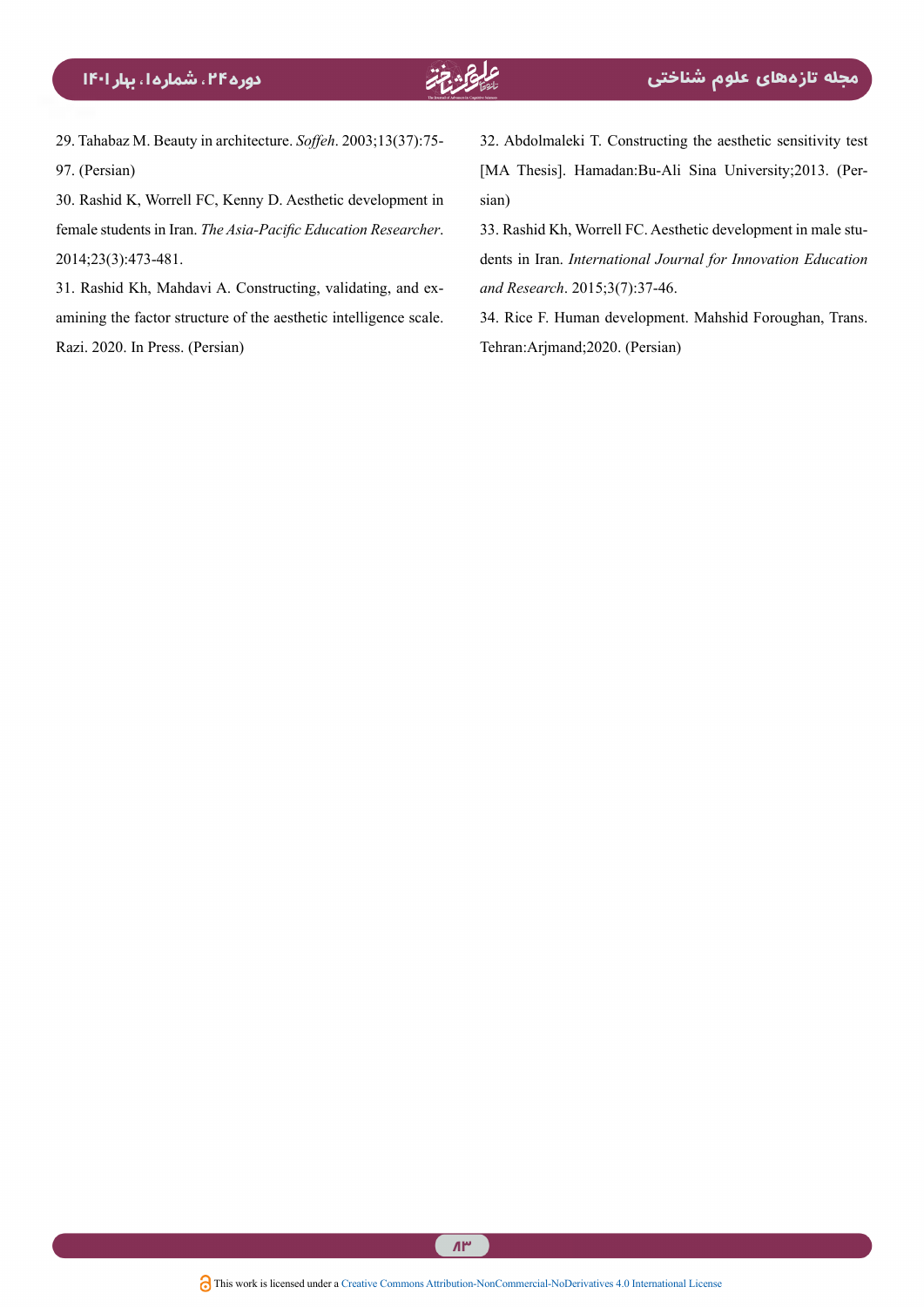29. Tahabaz M. Beauty in architecture. *Soffeh*. 2003;13(37):75-97. (Persian)

30. Rashid K, Worrell FC, Kenny D. Aesthetic development in female students in Iran. *The Asia-Pacific Education Researcher*. 2014;23(3):473-481.

31. Rashid Kh, Mahdavi A. Constructing, validating, and examining the factor structure of the aesthetic intelligence scale. Razi. 2020. In Press. (Persian)

32. Abdolmaleki T. Constructing the aesthetic sensitivity test [MA Thesis]. Hamadan:Bu-Ali Sina University;2013. (Persian)

33. Rashid Kh, Worrell FC. Aesthetic development in male students in Iran. *International Journal for Innovation Education and Research*. 2015;3(7):37-46.

34. Rice F. Human development. Mahshid Foroughan, Trans. Tehran:Arjmand;2020. (Persian)

This work is licensed under a Creative Commons Attribution-NonCommercial-NoDerivatives 4.0 International License